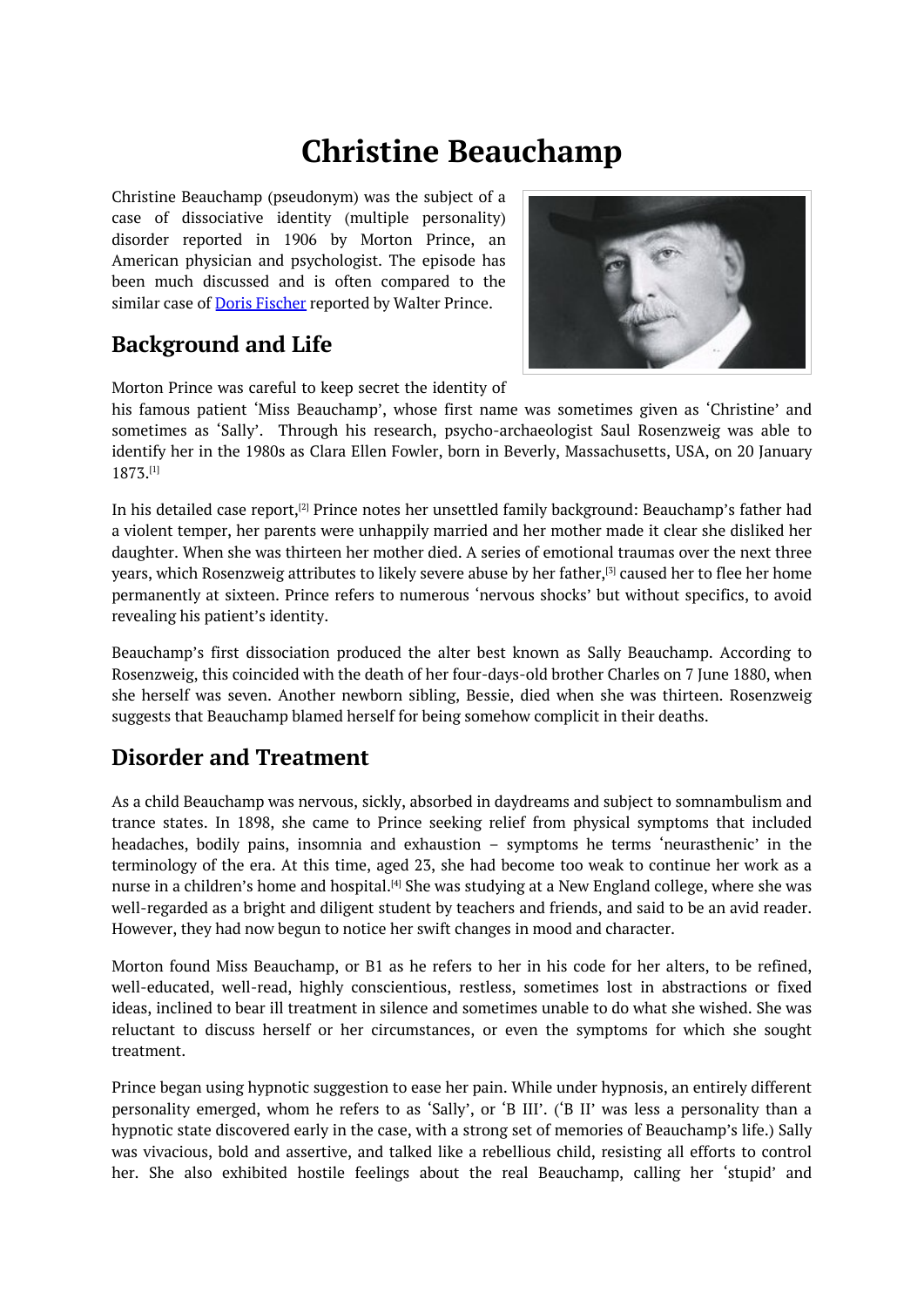# Christine Beauchamp

Christine Beauchamp (pseudonym) was the subject of a case of dissociative identity (multiple personality) disorder reported in 1906 by Morton Prince, an American physician and psychologist. The episode has been much discussed and is often compared to the similar case of [Doris Fischer]() reported by Walter Prince.

## Background and Life

Morton Prince was careful to keep secret the identity of his famous patient 'Miss Beauchamp', whose first name was sometimes given as 'Christine' and sometimes as 'Sally'. Through his research, psycho-archaeologist Saul Rosenzweig was able to identify her in the 1980s as Clara Ellen Fowler, born in Beverly, Massachusetts, USA, on 20 January 1873.[1]

In his detailed case report,[2] Prince notes her unsettled family background: Beauchamp's father had a violent temper, her parents were unhappily married and her mother made it clear she disliked her daughter. When she was thirteen her mother died. A series of emotional traumas over the next three years, which Rosenzweig attributes to likely severe abuse by her father,[3] caused her to flee her home permanently at sixteen. Prince refers to numerous 'nervous shocks' but without specifics, to avoid revealing his patient's identity.

Beauchamp's first dissociation produced the alter best known as Sally Beauchamp. According to Rosenzweig, this coincided with the death of her four-days-old brother Charles on 7 June 1880, when she herself was seven. Another newborn sibling, Bessie, died when she was thirteen. Rosenzweig suggests that Beauchamp blamed herself for being somehow complicit in their deaths.

## Disorder and Treatment

As a child Beauchamp was nervous, sickly, absorbed in daydreams and subject to somnambulism and trance states. In 1898, she came to Prince seeking relief from physical symptoms that included headaches, bodily pains, insomnia and exhaustion – symptoms he terms 'neurasthenic' in the terminology of the era. At this time, aged 23, she had become too weak to continue her work as a nurse in a children's home and hospital.[4] She was studying at a New England college, where she was well-regarded as a bright and diligent student by teachers and friends, and said to be an avid reader. However, they had now begun to notice her swift changes in mood and character.

Morton found Miss Beauchamp, or B1 as he refers to her in his code for her alters, to be refined, well-educated, well-read, highly conscientious, restless, sometimes lost in abstractions or fixed ideas, inclined to bear ill treatment in silence and sometimes unable to do what she wished. She was reluctant to discuss herself or her circumstances, or even the symptoms for which she sought treatment.

Prince began using hypnotic suggestion to ease her pain. While under hypnosis, an entirely different personality emerged, whom he refers to as 'Sally', or 'B III'. ('B II' was less a personality than a hypnotic state discovered early in the case, with a strong set of memories of Beauchamp's life.) Sally was vivacious, bold and assertive, and talked like a rebellious child, resisting all efforts to control her. She also exhibited hostile feelings about the real Beauchamp, calling her 'stupid' and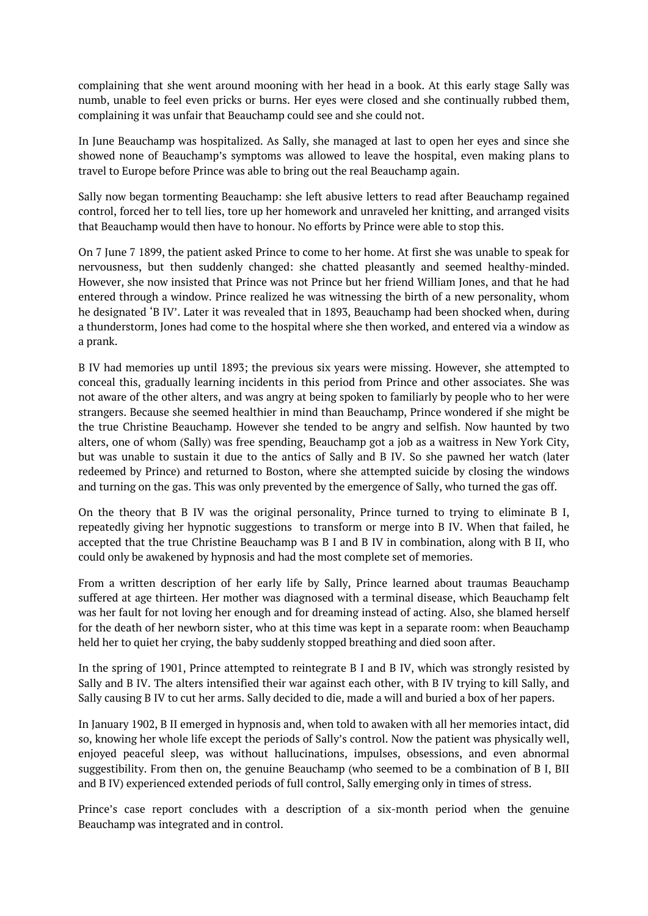complaining that she went around mooning with her head in a book. At this early stage Sally was numb, unable to feel even pricks or burns. Her eyes were closed and she continually rubbed them, complaining it was unfair that Beauchamp could see and she could not.

In June Beauchamp was hospitalized. As Sally, she managed at last to open her eyes and since she showed none of Beauchamp's symptoms was allowed to leave the hospital, even making plans to travel to Europe before Prince was able to bring out the real Beauchamp again.

Sally now began tormenting Beauchamp: she left abusive letters to read after Beauchamp regained control, forced her to tell lies, tore up her homework and unraveled her knitting, and arranged visits that Beauchamp would then have to honour. No efforts by Prince were able to stop this.

On 7 June 7 1899, the patient asked Prince to come to her home. At first she was unable to speak for nervousness, but then suddenly changed: she chatted pleasantly and seemed healthy-minded. However, she now insisted that Prince was not Prince but her friend William Jones, and that he had entered through a window. Prince realized he was witnessing the birth of a new personality, whom he designated 'B IV'. Later it was revealed that in 1893, Beauchamp had been shocked when, during a thunderstorm, Jones had come to the hospital where she then worked, and entered via a window as a prank.

B IV had memories up until 1893; the previous six years were missing. However, she attempted to conceal this, gradually learning incidents in this period from Prince and other associates. She was not aware of the other alters, and was angry at being spoken to familiarly by people who to her were strangers. Because she seemed healthier in mind than Beauchamp, Prince wondered if she might be the true Christine Beauchamp. However she tended to be angry and selfish. Now haunted by two alters, one of whom (Sally) was free spending, Beauchamp got a job as a waitress in New York City, but was unable to sustain it due to the antics of Sally and B IV. So she pawned her watch (later redeemed by Prince) and returned to Boston, where she attempted suicide by closing the windows and turning on the gas. This was only prevented by the emergence of Sally, who turned the gas off.

On the theory that B IV was the original personality, Prince turned to trying to eliminate B I, repeatedly giving her hypnotic suggestions to transform or merge into B IV. When that failed, he accepted that the true Christine Beauchamp was B I and B IV in combination, along with B II, who could only be awakened by hypnosis and had the most complete set of memories.

From a written description of her early life by Sally, Prince learned about traumas Beauchamp suffered at age thirteen. Her mother was diagnosed with a terminal disease, which Beauchamp felt was her fault for not loving her enough and for dreaming instead of acting. Also, she blamed herself for the death of her newborn sister, who at this time was kept in a separate room: when Beauchamp held her to quiet her crying, the baby suddenly stopped breathing and died soon after.

In the spring of 1901, Prince attempted to reintegrate B I and B IV, which was strongly resisted by Sally and B IV. The alters intensified their war against each other, with B IV trying to kill Sally, and Sally causing B IV to cut her arms. Sally decided to die, made a will and buried a box of her papers.

In January 1902, B II emerged in hypnosis and, when told to awaken with all her memories intact, did so, knowing her whole life except the periods of Sally's control. Now the patient was physically well, enjoyed peaceful sleep, was without hallucinations, impulses, obsessions, and even abnormal suggestibility. From then on, the genuine Beauchamp (who seemed to be a combination of B I, BII and B IV) experienced extended periods of full control, Sally emerging only in times of stress.

Prince's case report concludes with a description of a six-month period when the genuine Beauchamp was integrated and in control.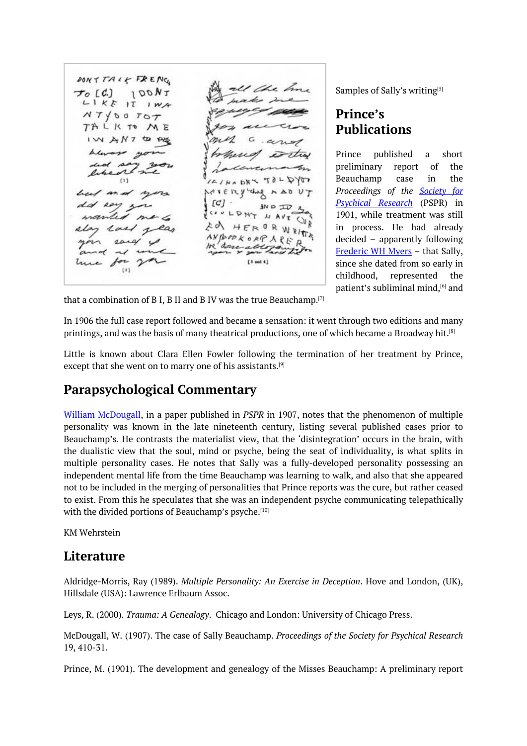Samples of Sally's writing[5]

## Prince's Publications

Prince published a short preliminary report of the Beauchamp case in the *Proceedings of the* Society for Psychical Research (PSPR) in 1901, while treatment was still in process. He had already decided – apparently following Frederic WH Myers – that Sally, since she dated from so early in childhood, represented the patient's subliminal mind,[6] and that a combination of B I, B II and B IV was the true Beauchamp.[7]

In 1906 the full case report followed and became a sensation: it went through two editions and many printings, and was the basis of many theatrical productions, one of which became a Broadway hit.[8]

Little is known about Clara Ellen Fowler following the termination of her treatment by Prince, except that she went on to marry one of his assistants.[9]

## Parapsychological Commentary

William McDougall, in a paper published in *PSPR* in 1907, notes that the phenomenon of multiple personality was known in the late nineteenth century, listing several published cases prior to Beauchamp's. He contrasts the materialist view, that the 'disintegration' occurs in the brain, with the dualistic view that the soul, mind or psyche, being the seat of individuality, is what splits in multiple personality cases. He notes that Sally was a fully-developed personality possessing an independent mental life from the time Beauchamp was learning to walk, and also that she appeared not to be included in the merging of personalities that Prince reports was the cure, but rather ceased to exist. From this he speculates that she was an independent psyche communicating telepathically with the divided portions of Beauchamp's psyche.[10]

KM Wehrstein

## Literature

Aldridge-Morris, Ray (1989). *Multiple Personality: An Exercise in Deception*. Hove and London, (UK), Hillsdale (USA): Lawrence Erlbaum Assoc.

Leys, R. (2000). *Trauma: A Genealogy.* Chicago and London: University of Chicago Press.

McDougall, W. (1907). The case of Sally Beauchamp. *Proceedings of the Society for Psychical Research* 19, 410-31.

Prince, M. (1901). The development and genealogy of the Misses Beauchamp: A preliminary report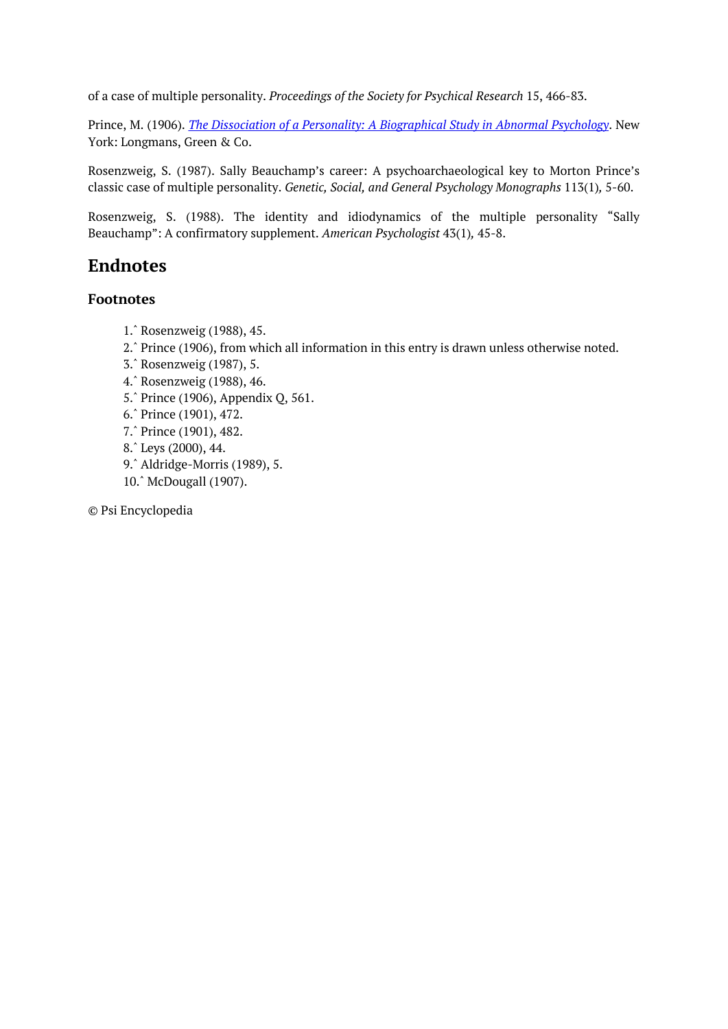of a case of multiple personality. *Proceedings of the Society for Psychical Research* 15, 466-83.

Prince, M. (1906). *The Dissociation of a Personality: A Biographical Study in Abnormal Psychology*. New York: Longmans, Green & Co.

Rosenzweig, S. (1987). Sally Beauchamp's career: A psychoarchaeological key to Morton Prince's classic case of multiple personality. *Genetic, Social, and General Psychology Monographs* 113(1), 5-60.

Rosenzweig, S. (1988). The identity and idiodynamics of the multiple personality "Sally Beauchamp": A confirmatory supplement. *American Psychologist* 43(1), 45-8.

## Endnotes

### Footnotes

1. ^ Rosenzweig (1988), 45.
2. ^ Prince (1906), from which all information in this entry is drawn unless otherwise noted.
3. ^ Rosenzweig (1987), 5.
4. ^ Rosenzweig (1988), 46.
5. ^ Prince (1906), Appendix Q, 561.
6. ^ Prince (1901), 472.
7. ^ Prince (1901), 482.
8. ^ Leys (2000), 44.
9. ^ Aldridge-Morris (1989), 5.
10. ^ McDougall (1907).

© Psi Encyclopedia